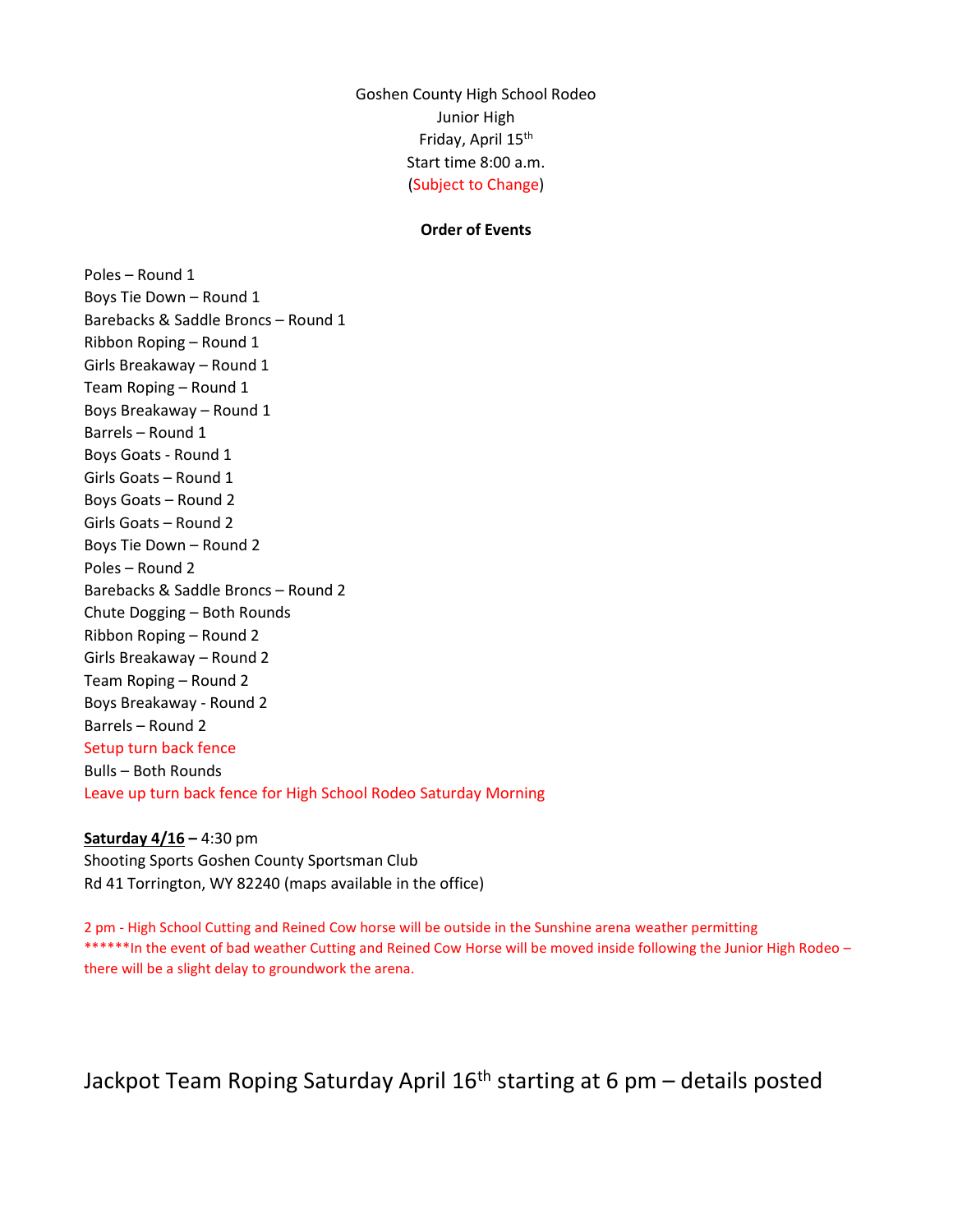Goshen County High School Rodeo

Junior High

Friday, April 15th

Start time 8:00 a.m.

(Subject to Change)

**Order of Events**

Poles – Round 1
Boys Tie Down – Round 1
Barebacks & Saddle Broncs – Round 1
Ribbon Roping – Round 1
Girls Breakaway – Round 1
Team Roping – Round 1
Boys Breakaway – Round 1
Barrels – Round 1
Boys Goats - Round 1
Girls Goats – Round 1
Boys Goats – Round 2
Girls Goats – Round 2
Boys Tie Down – Round 2
Poles – Round 2
Barebacks & Saddle Broncs – Round 2
Chute Dogging – Both Rounds
Ribbon Roping – Round 2
Girls Breakaway – Round 2
Team Roping – Round 2
Boys Breakaway - Round 2
Barrels – Round 2
Setup turn back fence
Bulls – Both Rounds
Leave up turn back fence for High School Rodeo Saturday Morning

**<u>Saturday 4/16</u> –** 4:30 pm
Shooting Sports Goshen County Sportsman Club
Rd 41 Torrington, WY 82240 (maps available in the office)

2 pm - High School Cutting and Reined Cow horse will be outside in the Sunshine arena weather permitting
******In the event of bad weather Cutting and Reined Cow Horse will be moved inside following the Junior High Rodeo – there will be a slight delay to groundwork the arena.

Jackpot Team Roping Saturday April 16th starting at 6 pm – details posted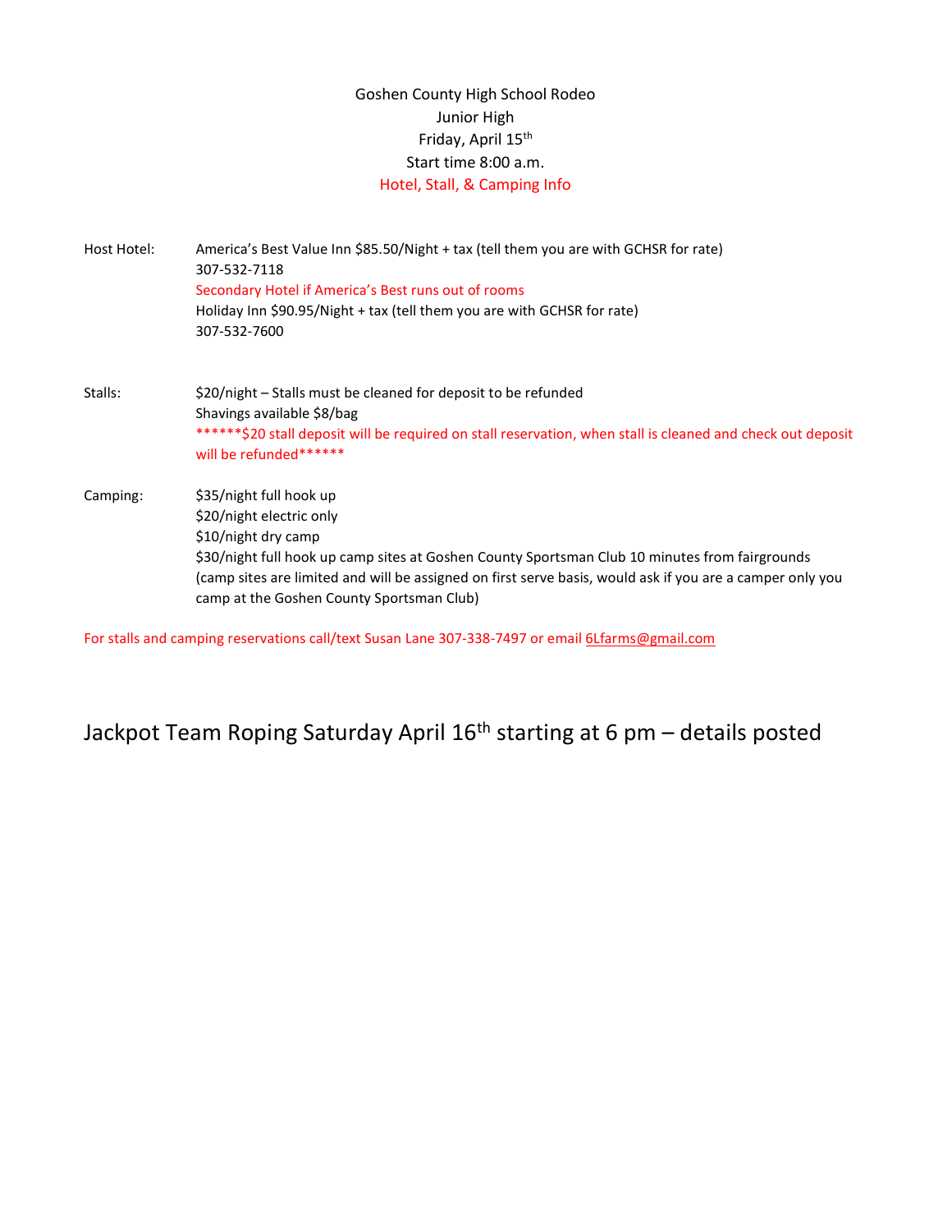Goshen County High School Rodeo
Junior High
Friday, April 15th
Start time 8:00 a.m.
Hotel, Stall, & Camping Info

| | |
|---|---|
| Host Hotel: | America's Best Value Inn $85.50/Night + tax (tell them you are with GCHSR for rate)<br>307-532-7118<br>Secondary Hotel if America's Best runs out of rooms<br>Holiday Inn $90.95/Night + tax (tell them you are with GCHSR for rate)<br>307-532-7600 |
| Stalls: | $20/night – Stalls must be cleaned for deposit to be refunded<br>Shavings available $8/bag<br>******$20 stall deposit will be required on stall reservation, when stall is cleaned and check out deposit will be refunded****** |
| Camping: | $35/night full hook up<br>$20/night electric only<br>$10/night dry camp<br>$30/night full hook up camp sites at Goshen County Sportsman Club 10 minutes from fairgrounds (camp sites are limited and will be assigned on first serve basis, would ask if you are a camper only you camp at the Goshen County Sportsman Club) |

For stalls and camping reservations call/text Susan Lane 307-338-7497 or email 6Lfarms@gmail.com

## Jackpot Team Roping Saturday April 16th starting at 6 pm – details posted